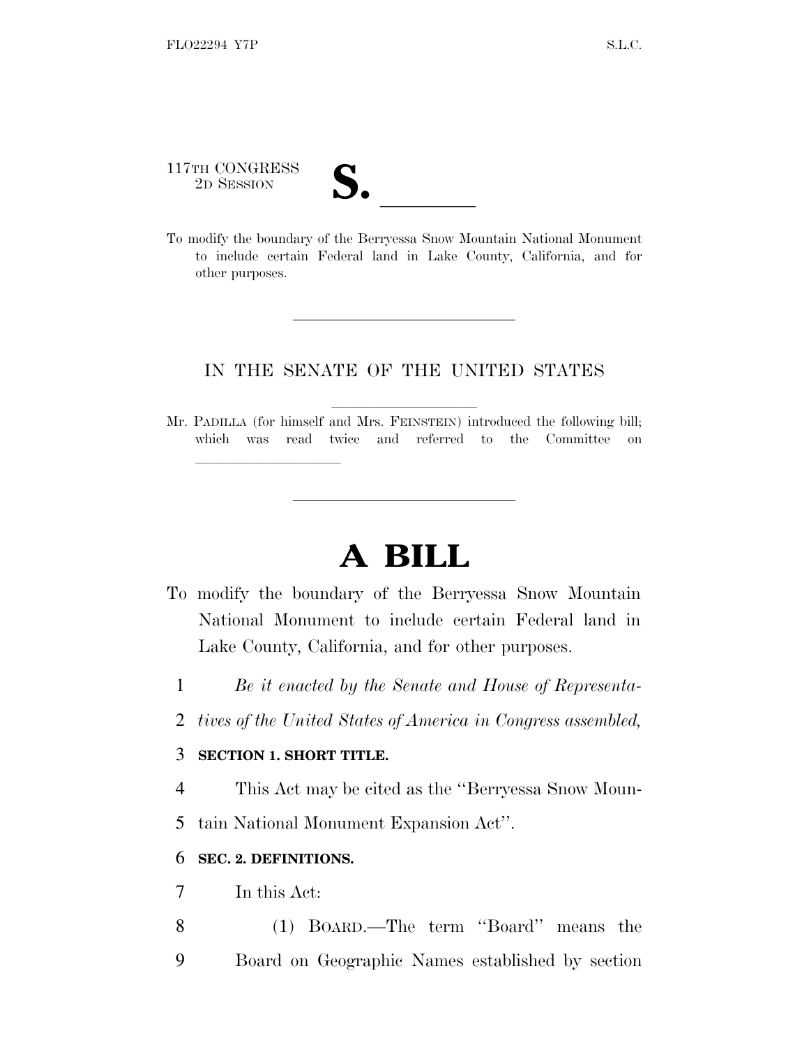117TH CONGRESS
2D SESSION

**S. \_\_\_\_\_\_**

To modify the boundary of the Berryessa Snow Mountain National Monument to include certain Federal land in Lake County, California, and for other purposes.

---

IN THE SENATE OF THE UNITED STATES

Mr. PADILLA (for himself and Mrs. FEINSTEIN) introduced the following bill; which was read twice and referred to the Committee on \_\_\_\_\_\_\_\_\_\_\_\_\_\_\_\_

---

# A BILL

To modify the boundary of the Berryessa Snow Mountain National Monument to include certain Federal land in Lake County, California, and for other purposes.

1 *Be it enacted by the Senate and House of Representa-*
2 *tives of the United States of America in Congress assembled,*

3 **SECTION 1. SHORT TITLE.**

4 This Act may be cited as the ''Berryessa Snow Moun-
5 tain National Monument Expansion Act''.

6 **SEC. 2. DEFINITIONS.**

7 In this Act:

8 (1) BOARD.—The term ''Board'' means the
9 Board on Geographic Names established by section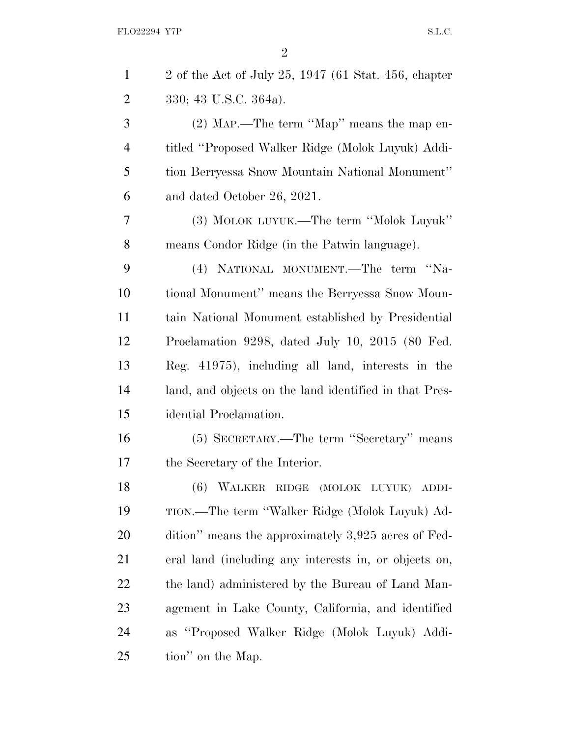2 of the Act of July 25, 1947 (61 Stat. 456, chapter 330; 43 U.S.C. 364a).

(2) MAP.—The term ''Map'' means the map entitled ''Proposed Walker Ridge (Molok Luyuk) Addition Berryessa Snow Mountain National Monument'' and dated October 26, 2021.

(3) MOLOK LUYUK.—The term ''Molok Luyuk'' means Condor Ridge (in the Patwin language).

(4) NATIONAL MONUMENT.—The term ''National Monument'' means the Berryessa Snow Mountain National Monument established by Presidential Proclamation 9298, dated July 10, 2015 (80 Fed. Reg. 41975), including all land, interests in the land, and objects on the land identified in that Presidential Proclamation.

(5) SECRETARY.—The term ''Secretary'' means the Secretary of the Interior.

(6) WALKER RIDGE (MOLOK LUYUK) ADDITION.—The term ''Walker Ridge (Molok Luyuk) Addition'' means the approximately 3,925 acres of Federal land (including any interests in, or objects on, the land) administered by the Bureau of Land Management in Lake County, California, and identified as ''Proposed Walker Ridge (Molok Luyuk) Addition'' on the Map.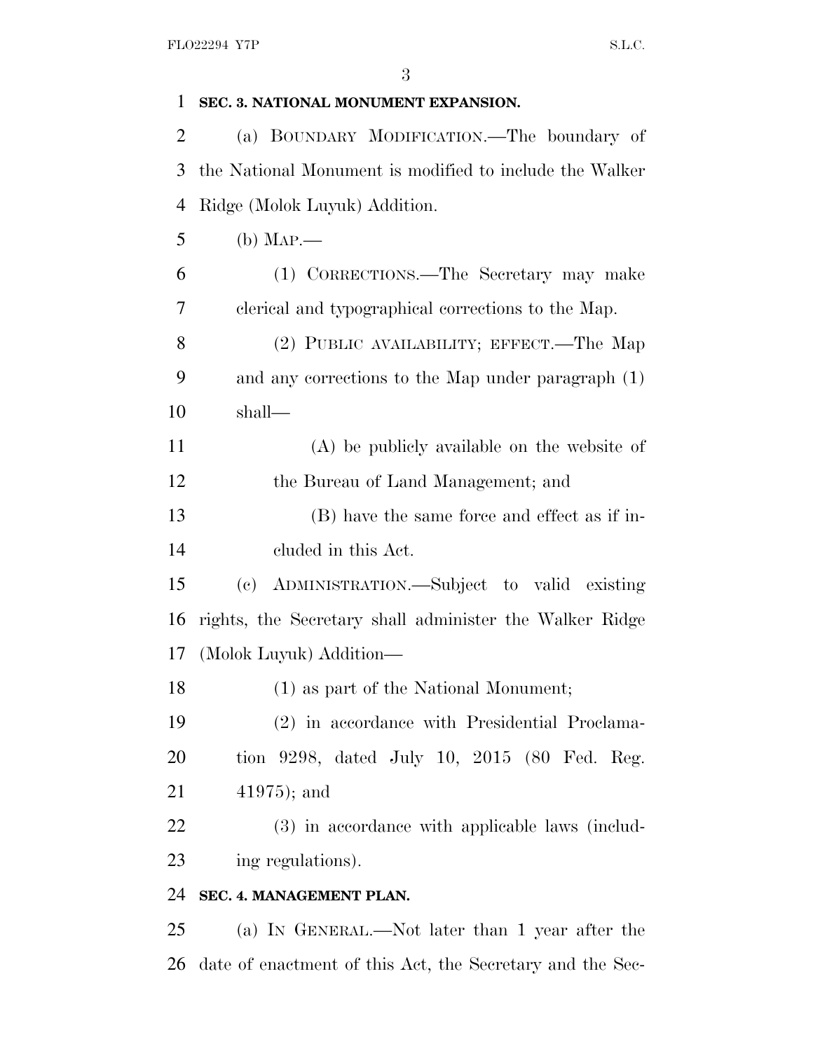**SEC. 3. NATIONAL MONUMENT EXPANSION.**

(a) BOUNDARY MODIFICATION.—The boundary of the National Monument is modified to include the Walker Ridge (Molok Luyuk) Addition.

(b) MAP.—

(1) CORRECTIONS.—The Secretary may make clerical and typographical corrections to the Map.

(2) PUBLIC AVAILABILITY; EFFECT.—The Map and any corrections to the Map under paragraph (1) shall—

(A) be publicly available on the website of the Bureau of Land Management; and

(B) have the same force and effect as if included in this Act.

(c) ADMINISTRATION.—Subject to valid existing rights, the Secretary shall administer the Walker Ridge (Molok Luyuk) Addition—

(1) as part of the National Monument;

(2) in accordance with Presidential Proclamation 9298, dated July 10, 2015 (80 Fed. Reg. 41975); and

(3) in accordance with applicable laws (including regulations).

**SEC. 4. MANAGEMENT PLAN.**

(a) IN GENERAL.—Not later than 1 year after the date of enactment of this Act, the Secretary and the Sec-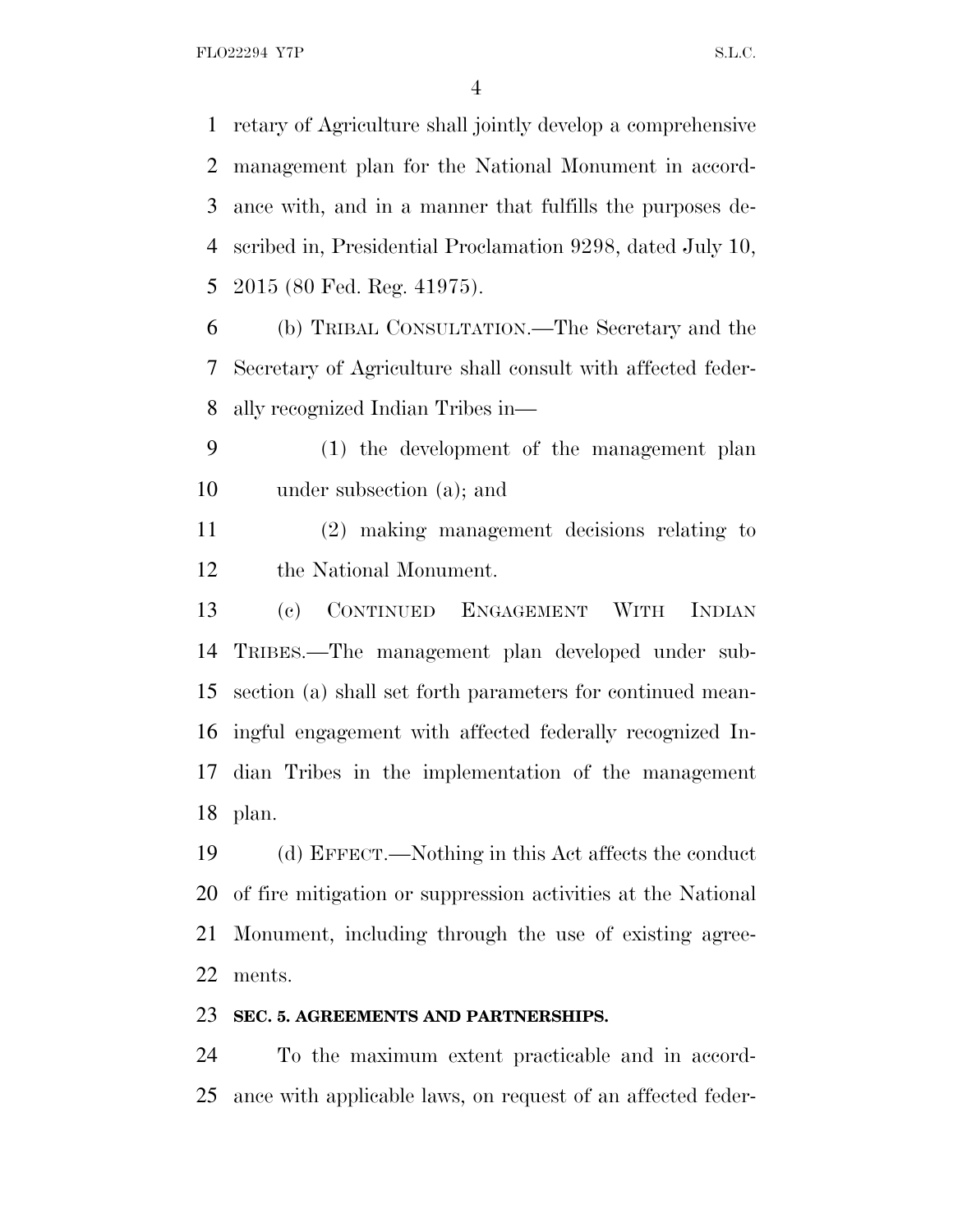retary of Agriculture shall jointly develop a comprehensive management plan for the National Monument in accordance with, and in a manner that fulfills the purposes described in, Presidential Proclamation 9298, dated July 10, 2015 (80 Fed. Reg. 41975).

(b) TRIBAL CONSULTATION.—The Secretary and the Secretary of Agriculture shall consult with affected federally recognized Indian Tribes in—

(1) the development of the management plan under subsection (a); and

(2) making management decisions relating to the National Monument.

(c) CONTINUED ENGAGEMENT WITH INDIAN TRIBES.—The management plan developed under subsection (a) shall set forth parameters for continued meaningful engagement with affected federally recognized Indian Tribes in the implementation of the management plan.

(d) EFFECT.—Nothing in this Act affects the conduct of fire mitigation or suppression activities at the National Monument, including through the use of existing agreements.

**SEC. 5. AGREEMENTS AND PARTNERSHIPS.**

To the maximum extent practicable and in accordance with applicable laws, on request of an affected feder-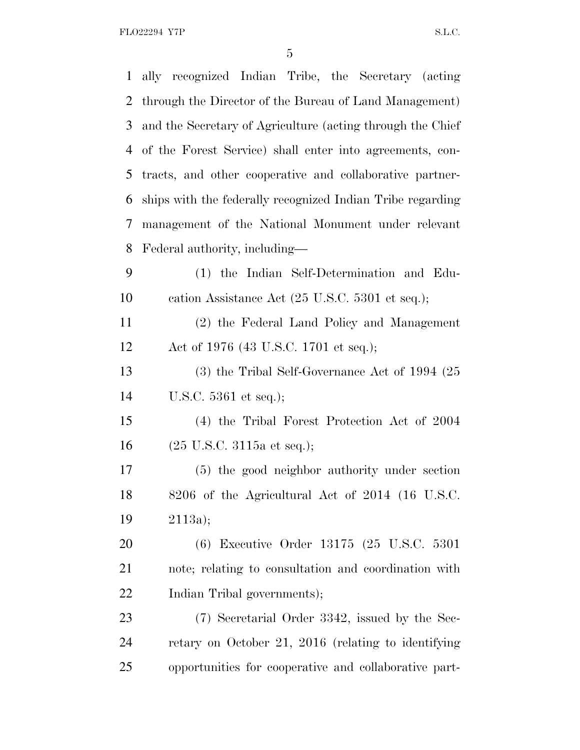ally recognized Indian Tribe, the Secretary (acting through the Director of the Bureau of Land Management) and the Secretary of Agriculture (acting through the Chief of the Forest Service) shall enter into agreements, contracts, and other cooperative and collaborative partnerships with the federally recognized Indian Tribe regarding management of the National Monument under relevant Federal authority, including—

(1) the Indian Self-Determination and Education Assistance Act (25 U.S.C. 5301 et seq.);

(2) the Federal Land Policy and Management Act of 1976 (43 U.S.C. 1701 et seq.);

(3) the Tribal Self-Governance Act of 1994 (25 U.S.C. 5361 et seq.);

(4) the Tribal Forest Protection Act of 2004 (25 U.S.C. 3115a et seq.);

(5) the good neighbor authority under section 8206 of the Agricultural Act of 2014 (16 U.S.C. 2113a);

(6) Executive Order 13175 (25 U.S.C. 5301 note; relating to consultation and coordination with Indian Tribal governments);

(7) Secretarial Order 3342, issued by the Secretary on October 21, 2016 (relating to identifying opportunities for cooperative and collaborative part-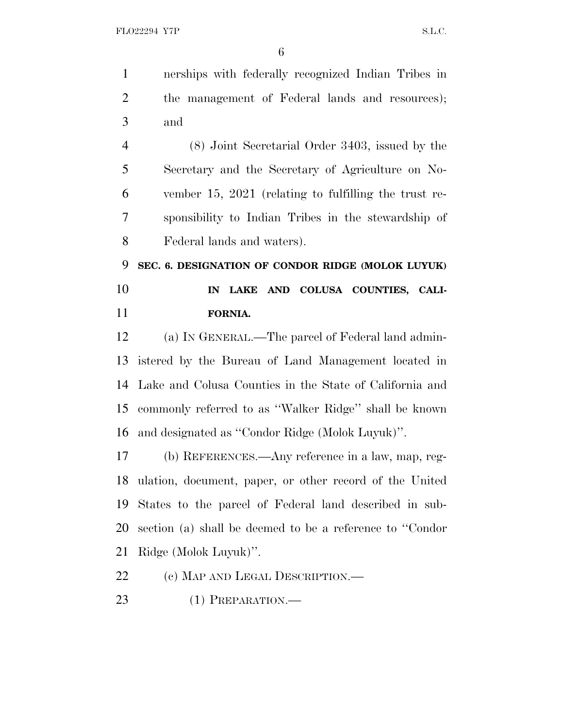nerships with federally recognized Indian Tribes in the management of Federal lands and resources); and

(8) Joint Secretarial Order 3403, issued by the Secretary and the Secretary of Agriculture on November 15, 2021 (relating to fulfilling the trust responsibility to Indian Tribes in the stewardship of Federal lands and waters).

## SEC. 6. DESIGNATION OF CONDOR RIDGE (MOLOK LUYUK) IN LAKE AND COLUSA COUNTIES, CALIFORNIA.

(a) IN GENERAL.—The parcel of Federal land administered by the Bureau of Land Management located in Lake and Colusa Counties in the State of California and commonly referred to as "Walker Ridge" shall be known and designated as "Condor Ridge (Molok Luyuk)".

(b) REFERENCES.—Any reference in a law, map, regulation, document, paper, or other record of the United States to the parcel of Federal land described in subsection (a) shall be deemed to be a reference to "Condor Ridge (Molok Luyuk)".

(c) MAP AND LEGAL DESCRIPTION.—

(1) PREPARATION.—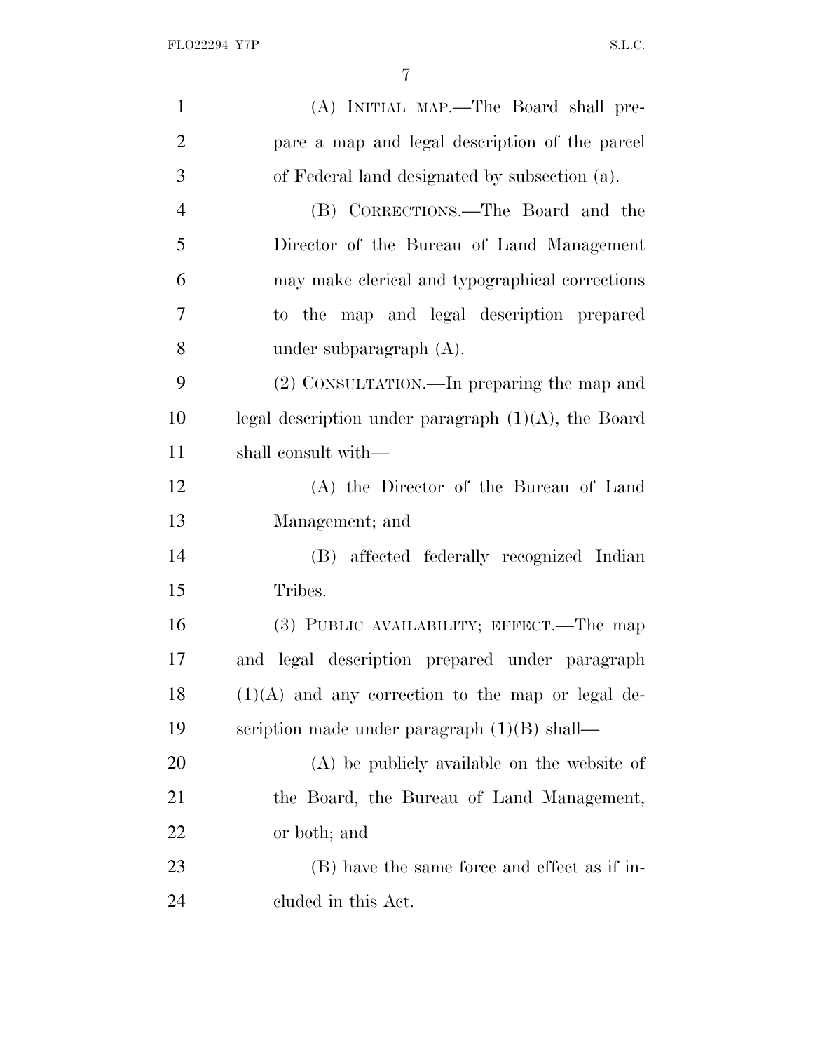(A) INITIAL MAP.—The Board shall prepare a map and legal description of the parcel of Federal land designated by subsection (a).

(B) CORRECTIONS.—The Board and the Director of the Bureau of Land Management may make clerical and typographical corrections to the map and legal description prepared under subparagraph (A).

(2) CONSULTATION.—In preparing the map and legal description under paragraph (1)(A), the Board shall consult with—

(A) the Director of the Bureau of Land Management; and

(B) affected federally recognized Indian Tribes.

(3) PUBLIC AVAILABILITY; EFFECT.—The map and legal description prepared under paragraph (1)(A) and any correction to the map or legal description made under paragraph (1)(B) shall—

(A) be publicly available on the website of the Board, the Bureau of Land Management, or both; and

(B) have the same force and effect as if included in this Act.